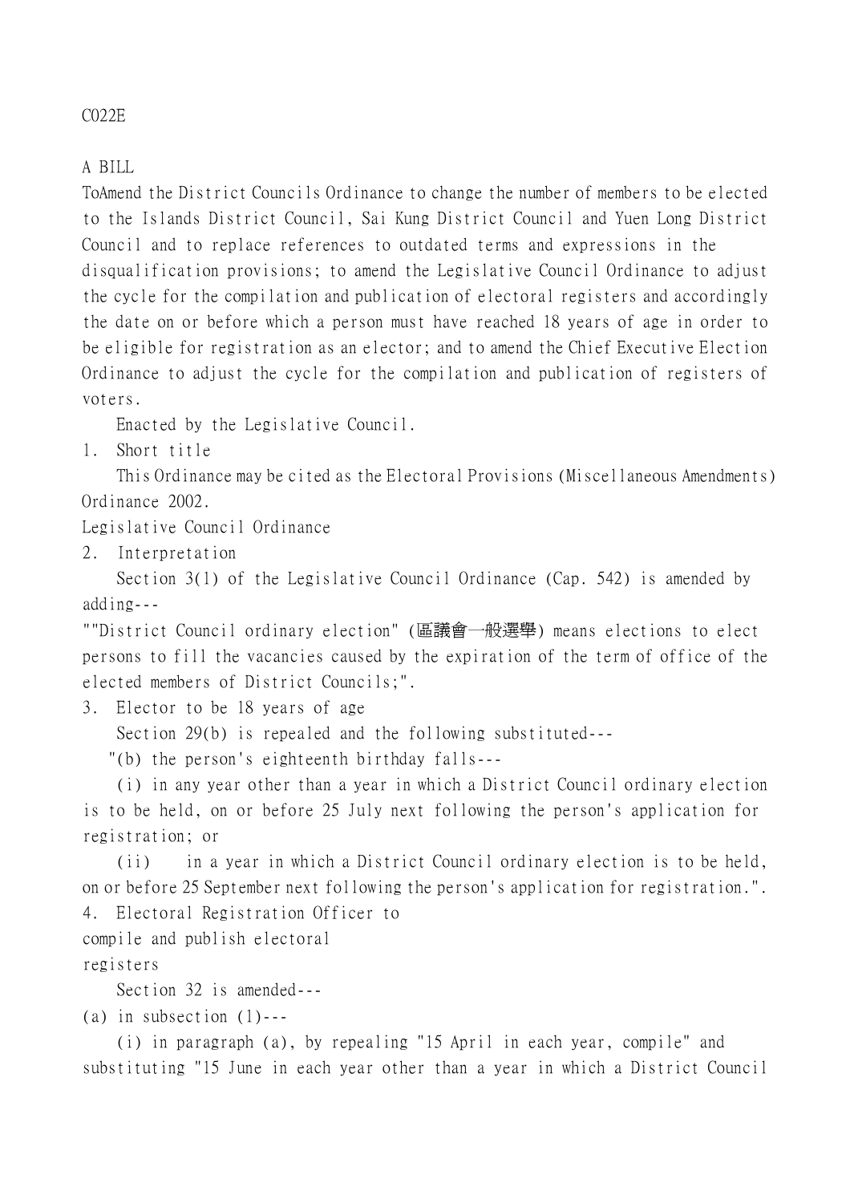C022E

A BILL

To Amend the District Councils Ordinance to change the number of members to be elected to the Islands District Council, Sai Kung District Council and Yuen Long District Council and to replace references to outdated terms and expressions in the disqualification provisions; to amend the Legislative Council Ordinance to adjust the cycle for the compilation and publication of electoral registers and accordingly the date on or before which a person must have reached 18 years of age in order to be eligible for registration as an elector; and to amend the Chief Executive Election Ordinance to adjust the cycle for the compilation and publication of registers of voters.

Enacted by the Legislative Council.

1. Short title

This Ordinance may be cited as the Electoral Provisions (Miscellaneous Amendments) Ordinance 2002.

Legislative Council Ordinance

2. Interpretation

Section 3(1) of the Legislative Council Ordinance (Cap. 542) is amended by adding---

""District Council ordinary election" (區議會一般選舉) means elections to elect persons to fill the vacancies caused by the expiration of the term of office of the elected members of District Councils;".

3. Elector to be 18 years of age

Section 29(b) is repealed and the following substituted---

"(b) the person's eighteenth birthday falls---

(i) in any year other than a year in which a District Council ordinary election is to be held, on or before 25 July next following the person's application for registration; or

(ii) in a year in which a District Council ordinary election is to be held, on or before 25 September next following the person's application for registration.".

4. Electoral Registration Officer to compile and publish electoral registers

Section 32 is amended---

(a) in subsection (1)---

(i) in paragraph (a), by repealing "15 April in each year, compile" and substituting "15 June in each year other than a year in which a District Council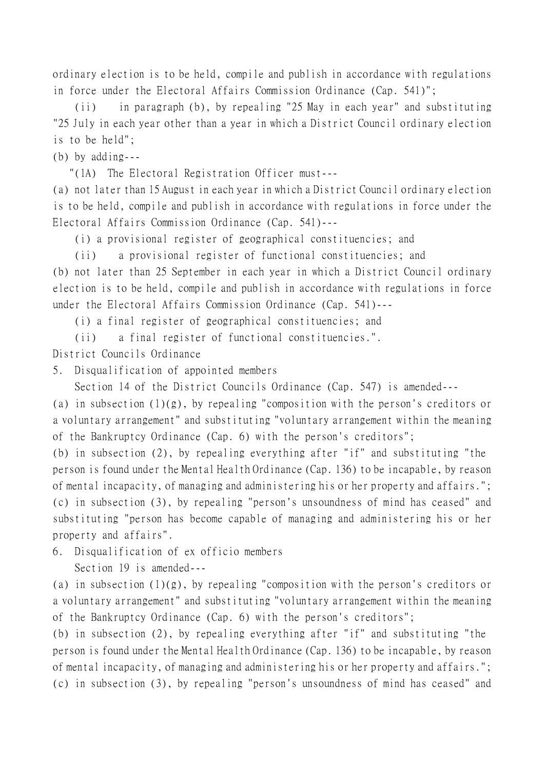ordinary election is to be held, compile and publish in accordance with regulations in force under the Electoral Affairs Commission Ordinance (Cap. 541)";

(ii) in paragraph (b), by repealing "25 May in each year" and substituting "25 July in each year other than a year in which a District Council ordinary election is to be held";

(b) by adding---

"(1A) The Electoral Registration Officer must---

(a) not later than 15 August in each year in which a District Council ordinary election is to be held, compile and publish in accordance with regulations in force under the Electoral Affairs Commission Ordinance (Cap. 541)---

(i) a provisional register of geographical constituencies; and

(ii) a provisional register of functional constituencies; and

(b) not later than 25 September in each year in which a District Council ordinary election is to be held, compile and publish in accordance with regulations in force under the Electoral Affairs Commission Ordinance (Cap. 541)---

(i) a final register of geographical constituencies; and

(ii) a final register of functional constituencies.".

District Councils Ordinance

5. Disqualification of appointed members

Section 14 of the District Councils Ordinance (Cap. 547) is amended---

(a) in subsection (1)(g), by repealing "composition with the person's creditors or a voluntary arrangement" and substituting "voluntary arrangement within the meaning of the Bankruptcy Ordinance (Cap. 6) with the person's creditors";

(b) in subsection (2), by repealing everything after "if" and substituting "the person is found under the Mental Health Ordinance (Cap. 136) to be incapable, by reason of mental incapacity, of managing and administering his or her property and affairs.";

(c) in subsection (3), by repealing "person's unsoundness of mind has ceased" and substituting "person has become capable of managing and administering his or her property and affairs".

6. Disqualification of ex officio members

Section 19 is amended---

(a) in subsection (1)(g), by repealing "composition with the person's creditors or a voluntary arrangement" and substituting "voluntary arrangement within the meaning of the Bankruptcy Ordinance (Cap. 6) with the person's creditors";

(b) in subsection (2), by repealing everything after "if" and substituting "the person is found under the Mental Health Ordinance (Cap. 136) to be incapable, by reason of mental incapacity, of managing and administering his or her property and affairs.";

(c) in subsection (3), by repealing "person's unsoundness of mind has ceased" and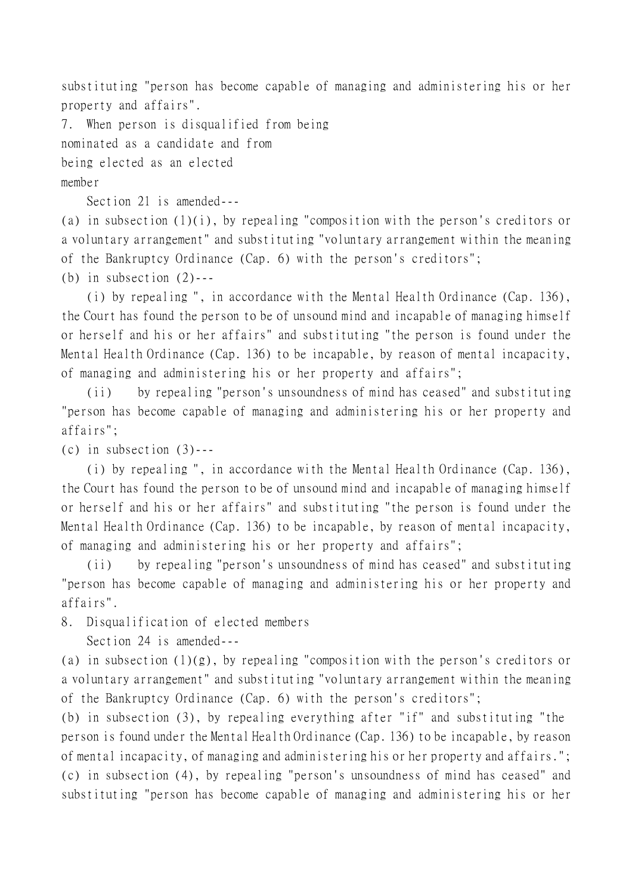substituting "person has become capable of managing and administering his or her property and affairs".

### 7. When person is disqualified from being nominated as a candidate and from being elected as an elected member

Section 21 is amended---

(a) in subsection (1)(i), by repealing "composition with the person's creditors or a voluntary arrangement" and substituting "voluntary arrangement within the meaning of the Bankruptcy Ordinance (Cap. 6) with the person's creditors";

(b) in subsection (2)---

(i) by repealing ", in accordance with the Mental Health Ordinance (Cap. 136), the Court has found the person to be of unsound mind and incapable of managing himself or herself and his or her affairs" and substituting "the person is found under the Mental Health Ordinance (Cap. 136) to be incapable, by reason of mental incapacity, of managing and administering his or her property and affairs";

(ii) by repealing "person's unsoundness of mind has ceased" and substituting "person has become capable of managing and administering his or her property and affairs";

(c) in subsection (3)---

(i) by repealing ", in accordance with the Mental Health Ordinance (Cap. 136), the Court has found the person to be of unsound mind and incapable of managing himself or herself and his or her affairs" and substituting "the person is found under the Mental Health Ordinance (Cap. 136) to be incapable, by reason of mental incapacity, of managing and administering his or her property and affairs";

(ii) by repealing "person's unsoundness of mind has ceased" and substituting "person has become capable of managing and administering his or her property and affairs".

### 8. Disqualification of elected members

Section 24 is amended---

(a) in subsection (1)(g), by repealing "composition with the person's creditors or a voluntary arrangement" and substituting "voluntary arrangement within the meaning of the Bankruptcy Ordinance (Cap. 6) with the person's creditors";

(b) in subsection (3), by repealing everything after "if" and substituting "the person is found under the Mental Health Ordinance (Cap. 136) to be incapable, by reason of mental incapacity, of managing and administering his or her property and affairs.";

(c) in subsection (4), by repealing "person's unsoundness of mind has ceased" and substituting "person has become capable of managing and administering his or her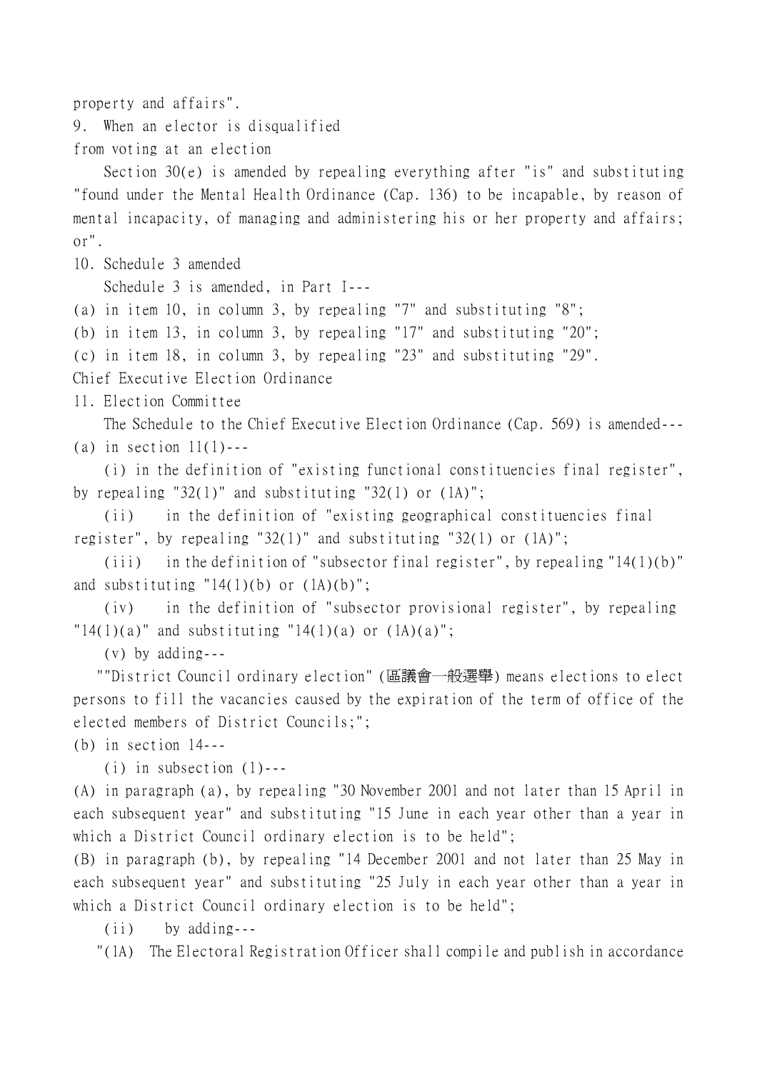property and affairs".

9. When an elector is disqualified from voting at an election

Section 30(e) is amended by repealing everything after "is" and substituting "found under the Mental Health Ordinance (Cap. 136) to be incapable, by reason of mental incapacity, of managing and administering his or her property and affairs; or".

10. Schedule 3 amended

Schedule 3 is amended, in Part I---

(a) in item 10, in column 3, by repealing "7" and substituting "8";

(b) in item 13, in column 3, by repealing "17" and substituting "20";

(c) in item 18, in column 3, by repealing "23" and substituting "29".

Chief Executive Election Ordinance

11. Election Committee

The Schedule to the Chief Executive Election Ordinance (Cap. 569) is amended---

(a) in section 11(1)---

(i) in the definition of "existing functional constituencies final register", by repealing "32(1)" and substituting "32(1) or (1A)";

(ii) in the definition of "existing geographical constituencies final register", by repealing "32(1)" and substituting "32(1) or (1A)";

(iii) in the definition of "subsector final register", by repealing "14(1)(b)" and substituting "14(1)(b) or (1A)(b)";

(iv) in the definition of "subsector provisional register", by repealing "14(1)(a)" and substituting "14(1)(a) or (1A)(a)";

(v) by adding---

""District Council ordinary election" (區議會一般選舉) means elections to elect persons to fill the vacancies caused by the expiration of the term of office of the elected members of District Councils;";

(b) in section 14---

(i) in subsection (1)---

(A) in paragraph (a), by repealing "30 November 2001 and not later than 15 April in each subsequent year" and substituting "15 June in each year other than a year in which a District Council ordinary election is to be held";

(B) in paragraph (b), by repealing "14 December 2001 and not later than 25 May in each subsequent year" and substituting "25 July in each year other than a year in which a District Council ordinary election is to be held";

(ii) by adding---

"(1A) The Electoral Registration Officer shall compile and publish in accordance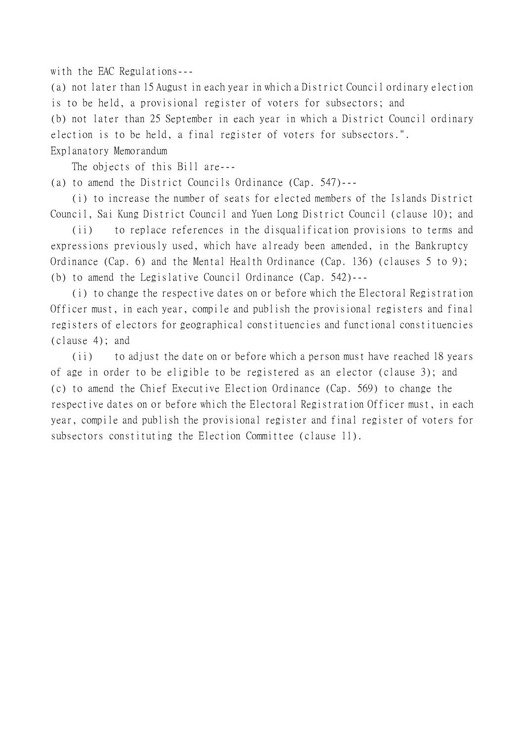with the EAC Regulations---

(a) not later than 15 August in each year in which a District Council ordinary election is to be held, a provisional register of voters for subsectors; and

(b) not later than 25 September in each year in which a District Council ordinary election is to be held, a final register of voters for subsectors.".

Explanatory Memorandum

The objects of this Bill are---

(a) to amend the District Councils Ordinance (Cap. 547)---

(i) to increase the number of seats for elected members of the Islands District Council, Sai Kung District Council and Yuen Long District Council (clause 10); and

(ii) to replace references in the disqualification provisions to terms and expressions previously used, which have already been amended, in the Bankruptcy Ordinance (Cap. 6) and the Mental Health Ordinance (Cap. 136) (clauses 5 to 9);

(b) to amend the Legislative Council Ordinance (Cap. 542)---

(i) to change the respective dates on or before which the Electoral Registration Officer must, in each year, compile and publish the provisional registers and final registers of electors for geographical constituencies and functional constituencies (clause 4); and

(ii) to adjust the date on or before which a person must have reached 18 years of age in order to be eligible to be registered as an elector (clause 3); and

(c) to amend the Chief Executive Election Ordinance (Cap. 569) to change the respective dates on or before which the Electoral Registration Officer must, in each year, compile and publish the provisional register and final register of voters for subsectors constituting the Election Committee (clause 11).